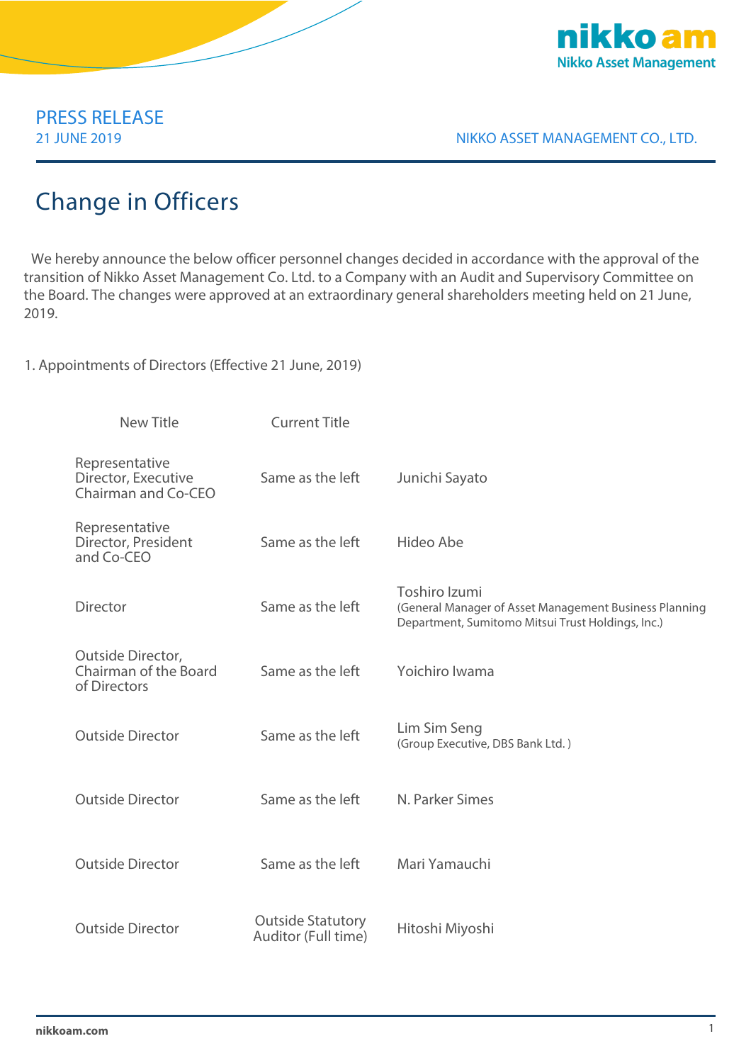PRESS RELEASE
21 JUNE 2019

NIKKO ASSET MANAGEMENT CO., LTD.

# Change in Officers

We hereby announce the below officer personnel changes decided in accordance with the approval of the transition of Nikko Asset Management Co. Ltd. to a Company with an Audit and Supervisory Committee on the Board. The changes were approved at an extraordinary general shareholders meeting held on 21 June, 2019.

1. Appointments of Directors (Effective 21 June, 2019)

| New Title | Current Title | |
|---|---|---|
| Representative Director, Executive Chairman and Co-CEO | Same as the left | Junichi Sayato |
| Representative Director, President and Co-CEO | Same as the left | Hideo Abe |
| Director | Same as the left | Toshiro Izumi (General Manager of Asset Management Business Planning Department, Sumitomo Mitsui Trust Holdings, Inc.) |
| Outside Director, Chairman of the Board of Directors | Same as the left | Yoichiro Iwama |
| Outside Director | Same as the left | Lim Sim Seng (Group Executive, DBS Bank Ltd. ) |
| Outside Director | Same as the left | N. Parker Simes |
| Outside Director | Same as the left | Mari Yamauchi |
| Outside Director | Outside Statutory Auditor (Full time) | Hitoshi Miyoshi |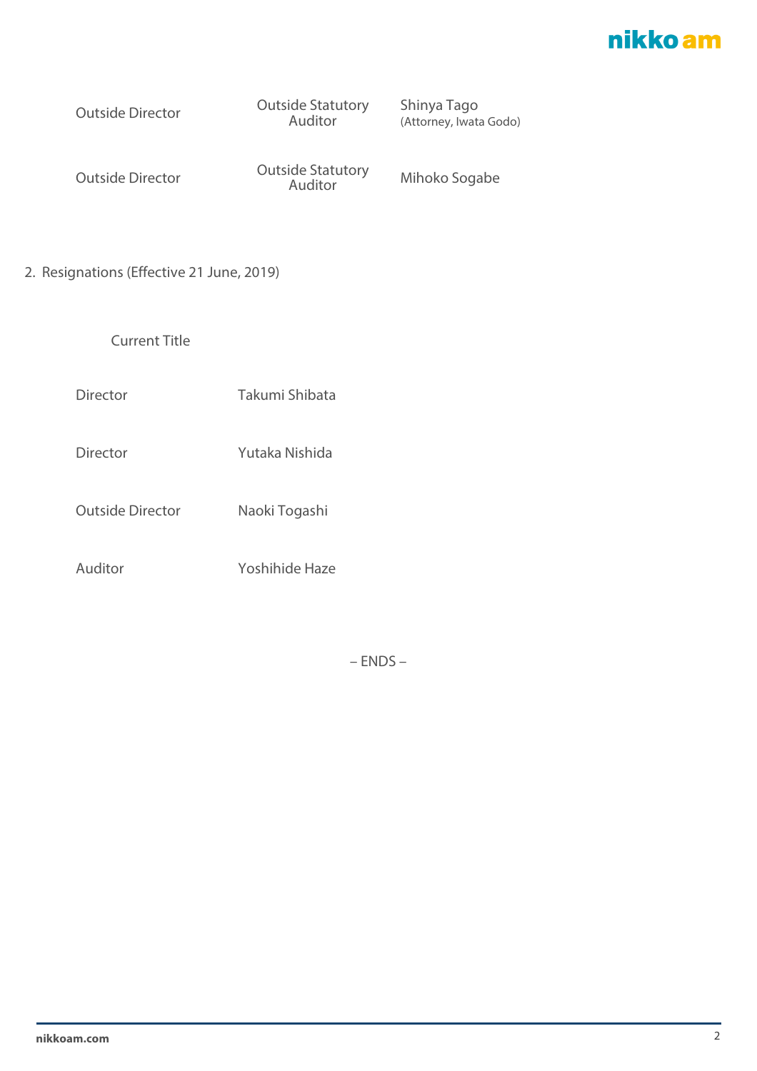| | | |
|---|---|---|
| Outside Director | Outside Statutory Auditor | Shinya Tago (Attorney, Iwata Godo) |
| Outside Director | Outside Statutory Auditor | Mihoko Sogabe |

2. Resignations (Effective 21 June, 2019)

| Current Title | |
|---|---|
| Director | Takumi Shibata |
| Director | Yutaka Nishida |
| Outside Director | Naoki Togashi |
| Auditor | Yoshihide Haze |

– ENDS –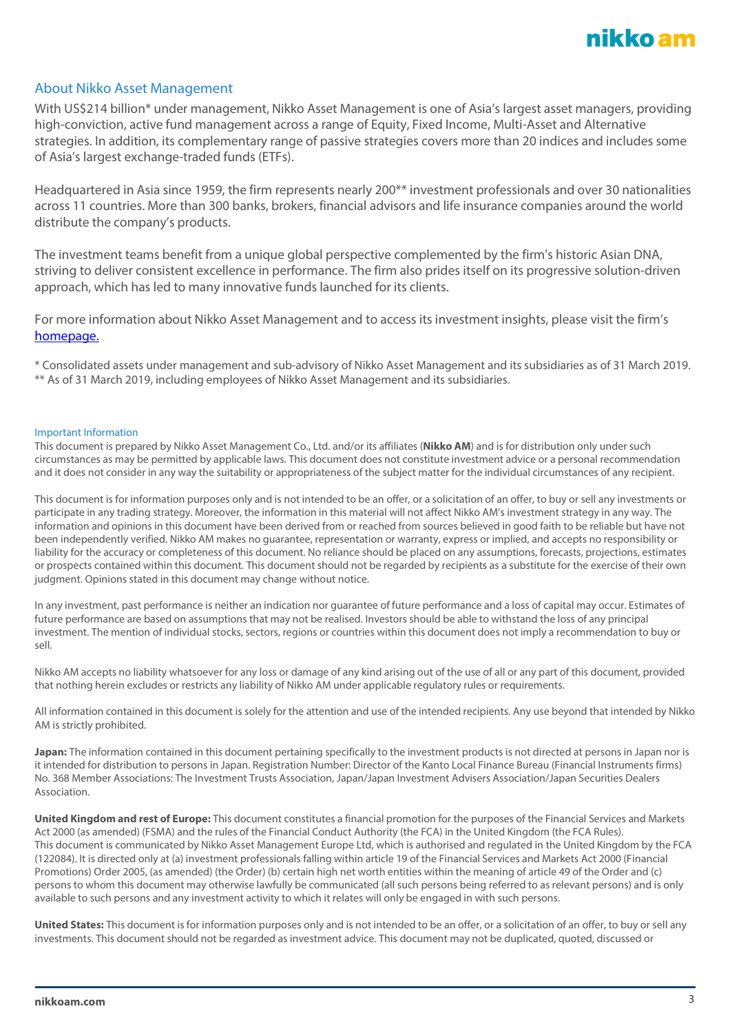## About Nikko Asset Management

With US$214 billion* under management, Nikko Asset Management is one of Asia's largest asset managers, providing high-conviction, active fund management across a range of Equity, Fixed Income, Multi-Asset and Alternative strategies. In addition, its complementary range of passive strategies covers more than 20 indices and includes some of Asia's largest exchange-traded funds (ETFs).

Headquartered in Asia since 1959, the firm represents nearly 200** investment professionals and over 30 nationalities across 11 countries. More than 300 banks, brokers, financial advisors and life insurance companies around the world distribute the company's products.

The investment teams benefit from a unique global perspective complemented by the firm's historic Asian DNA, striving to deliver consistent excellence in performance. The firm also prides itself on its progressive solution-driven approach, which has led to many innovative funds launched for its clients.

For more information about Nikko Asset Management and to access its investment insights, please visit the firm's homepage.

* Consolidated assets under management and sub-advisory of Nikko Asset Management and its subsidiaries as of 31 March 2019.
** As of 31 March 2019, including employees of Nikko Asset Management and its subsidiaries.

### Important Information

This document is prepared by Nikko Asset Management Co., Ltd. and/or its affiliates (**Nikko AM**) and is for distribution only under such circumstances as may be permitted by applicable laws. This document does not constitute investment advice or a personal recommendation and it does not consider in any way the suitability or appropriateness of the subject matter for the individual circumstances of any recipient.

This document is for information purposes only and is not intended to be an offer, or a solicitation of an offer, to buy or sell any investments or participate in any trading strategy. Moreover, the information in this material will not affect Nikko AM's investment strategy in any way. The information and opinions in this document have been derived from or reached from sources believed in good faith to be reliable but have not been independently verified. Nikko AM makes no guarantee, representation or warranty, express or implied, and accepts no responsibility or liability for the accuracy or completeness of this document. No reliance should be placed on any assumptions, forecasts, projections, estimates or prospects contained within this document. This document should not be regarded by recipients as a substitute for the exercise of their own judgment. Opinions stated in this document may change without notice.

In any investment, past performance is neither an indication nor guarantee of future performance and a loss of capital may occur. Estimates of future performance are based on assumptions that may not be realised. Investors should be able to withstand the loss of any principal investment. The mention of individual stocks, sectors, regions or countries within this document does not imply a recommendation to buy or sell.

Nikko AM accepts no liability whatsoever for any loss or damage of any kind arising out of the use of all or any part of this document, provided that nothing herein excludes or restricts any liability of Nikko AM under applicable regulatory rules or requirements.

All information contained in this document is solely for the attention and use of the intended recipients. Any use beyond that intended by Nikko AM is strictly prohibited.

**Japan:** The information contained in this document pertaining specifically to the investment products is not directed at persons in Japan nor is it intended for distribution to persons in Japan. Registration Number: Director of the Kanto Local Finance Bureau (Financial Instruments firms) No. 368 Member Associations: The Investment Trusts Association, Japan/Japan Investment Advisers Association/Japan Securities Dealers Association.

**United Kingdom and rest of Europe:** This document constitutes a financial promotion for the purposes of the Financial Services and Markets Act 2000 (as amended) (FSMA) and the rules of the Financial Conduct Authority (the FCA) in the United Kingdom (the FCA Rules). This document is communicated by Nikko Asset Management Europe Ltd, which is authorised and regulated in the United Kingdom by the FCA (122084). It is directed only at (a) investment professionals falling within article 19 of the Financial Services and Markets Act 2000 (Financial Promotions) Order 2005, (as amended) (the Order) (b) certain high net worth entities within the meaning of article 49 of the Order and (c) persons to whom this document may otherwise lawfully be communicated (all such persons being referred to as relevant persons) and is only available to such persons and any investment activity to which it relates will only be engaged in with such persons.

**United States:** This document is for information purposes only and is not intended to be an offer, or a solicitation of an offer, to buy or sell any investments. This document should not be regarded as investment advice. This document may not be duplicated, quoted, discussed or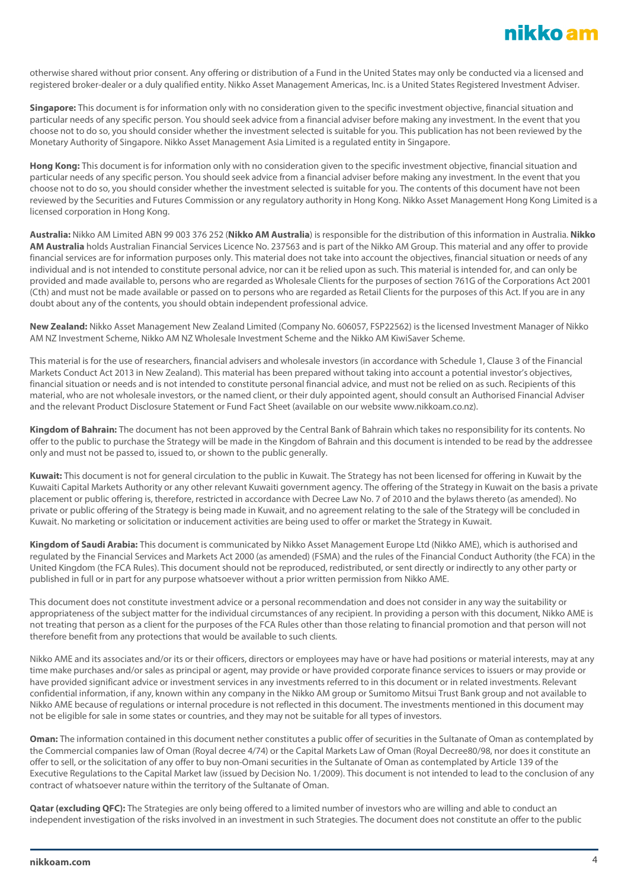otherwise shared without prior consent. Any offering or distribution of a Fund in the United States may only be conducted via a licensed and registered broker-dealer or a duly qualified entity. Nikko Asset Management Americas, Inc. is a United States Registered Investment Adviser.

**Singapore:** This document is for information only with no consideration given to the specific investment objective, financial situation and particular needs of any specific person. You should seek advice from a financial adviser before making any investment. In the event that you choose not to do so, you should consider whether the investment selected is suitable for you. This publication has not been reviewed by the Monetary Authority of Singapore. Nikko Asset Management Asia Limited is a regulated entity in Singapore.

**Hong Kong:** This document is for information only with no consideration given to the specific investment objective, financial situation and particular needs of any specific person. You should seek advice from a financial adviser before making any investment. In the event that you choose not to do so, you should consider whether the investment selected is suitable for you. The contents of this document have not been reviewed by the Securities and Futures Commission or any regulatory authority in Hong Kong. Nikko Asset Management Hong Kong Limited is a licensed corporation in Hong Kong.

**Australia:** Nikko AM Limited ABN 99 003 376 252 (**Nikko AM Australia**) is responsible for the distribution of this information in Australia. **Nikko AM Australia** holds Australian Financial Services Licence No. 237563 and is part of the Nikko AM Group. This material and any offer to provide financial services are for information purposes only. This material does not take into account the objectives, financial situation or needs of any individual and is not intended to constitute personal advice, nor can it be relied upon as such. This material is intended for, and can only be provided and made available to, persons who are regarded as Wholesale Clients for the purposes of section 761G of the Corporations Act 2001 (Cth) and must not be made available or passed on to persons who are regarded as Retail Clients for the purposes of this Act. If you are in any doubt about any of the contents, you should obtain independent professional advice.

**New Zealand:** Nikko Asset Management New Zealand Limited (Company No. 606057, FSP22562) is the licensed Investment Manager of Nikko AM NZ Investment Scheme, Nikko AM NZ Wholesale Investment Scheme and the Nikko AM KiwiSaver Scheme.

This material is for the use of researchers, financial advisers and wholesale investors (in accordance with Schedule 1, Clause 3 of the Financial Markets Conduct Act 2013 in New Zealand). This material has been prepared without taking into account a potential investor's objectives, financial situation or needs and is not intended to constitute personal financial advice, and must not be relied on as such. Recipients of this material, who are not wholesale investors, or the named client, or their duly appointed agent, should consult an Authorised Financial Adviser and the relevant Product Disclosure Statement or Fund Fact Sheet (available on our website www.nikkoam.co.nz).

**Kingdom of Bahrain:** The document has not been approved by the Central Bank of Bahrain which takes no responsibility for its contents. No offer to the public to purchase the Strategy will be made in the Kingdom of Bahrain and this document is intended to be read by the addressee only and must not be passed to, issued to, or shown to the public generally.

**Kuwait:** This document is not for general circulation to the public in Kuwait. The Strategy has not been licensed for offering in Kuwait by the Kuwaiti Capital Markets Authority or any other relevant Kuwaiti government agency. The offering of the Strategy in Kuwait on the basis a private placement or public offering is, therefore, restricted in accordance with Decree Law No. 7 of 2010 and the bylaws thereto (as amended). No private or public offering of the Strategy is being made in Kuwait, and no agreement relating to the sale of the Strategy will be concluded in Kuwait. No marketing or solicitation or inducement activities are being used to offer or market the Strategy in Kuwait.

**Kingdom of Saudi Arabia:** This document is communicated by Nikko Asset Management Europe Ltd (Nikko AME), which is authorised and regulated by the Financial Services and Markets Act 2000 (as amended) (FSMA) and the rules of the Financial Conduct Authority (the FCA) in the United Kingdom (the FCA Rules). This document should not be reproduced, redistributed, or sent directly or indirectly to any other party or published in full or in part for any purpose whatsoever without a prior written permission from Nikko AME.

This document does not constitute investment advice or a personal recommendation and does not consider in any way the suitability or appropriateness of the subject matter for the individual circumstances of any recipient. In providing a person with this document, Nikko AME is not treating that person as a client for the purposes of the FCA Rules other than those relating to financial promotion and that person will not therefore benefit from any protections that would be available to such clients.

Nikko AME and its associates and/or its or their officers, directors or employees may have or have had positions or material interests, may at any time make purchases and/or sales as principal or agent, may provide or have provided corporate finance services to issuers or may provide or have provided significant advice or investment services in any investments referred to in this document or in related investments. Relevant confidential information, if any, known within any company in the Nikko AM group or Sumitomo Mitsui Trust Bank group and not available to Nikko AME because of regulations or internal procedure is not reflected in this document. The investments mentioned in this document may not be eligible for sale in some states or countries, and they may not be suitable for all types of investors.

**Oman:** The information contained in this document nether constitutes a public offer of securities in the Sultanate of Oman as contemplated by the Commercial companies law of Oman (Royal decree 4/74) or the Capital Markets Law of Oman (Royal Decree80/98, nor does it constitute an offer to sell, or the solicitation of any offer to buy non-Omani securities in the Sultanate of Oman as contemplated by Article 139 of the Executive Regulations to the Capital Market law (issued by Decision No. 1/2009). This document is not intended to lead to the conclusion of any contract of whatsoever nature within the territory of the Sultanate of Oman.

**Qatar (excluding QFC):** The Strategies are only being offered to a limited number of investors who are willing and able to conduct an independent investigation of the risks involved in an investment in such Strategies. The document does not constitute an offer to the public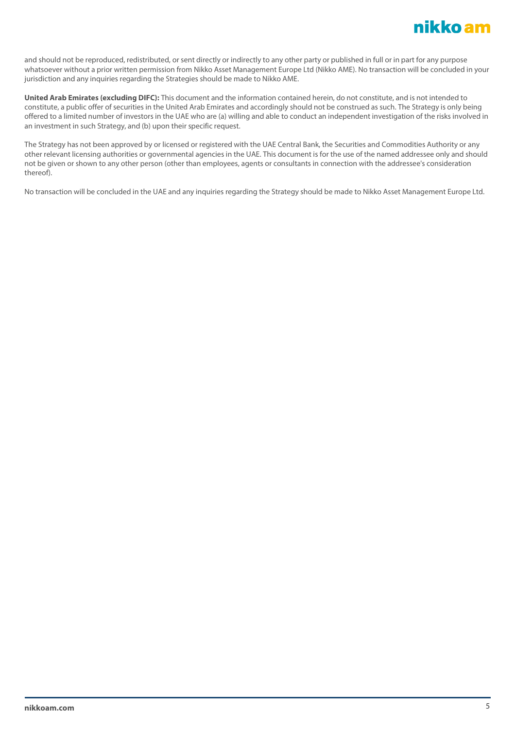and should not be reproduced, redistributed, or sent directly or indirectly to any other party or published in full or in part for any purpose whatsoever without a prior written permission from Nikko Asset Management Europe Ltd (Nikko AME). No transaction will be concluded in your jurisdiction and any inquiries regarding the Strategies should be made to Nikko AME.

**United Arab Emirates (excluding DIFC):** This document and the information contained herein, do not constitute, and is not intended to constitute, a public offer of securities in the United Arab Emirates and accordingly should not be construed as such. The Strategy is only being offered to a limited number of investors in the UAE who are (a) willing and able to conduct an independent investigation of the risks involved in an investment in such Strategy, and (b) upon their specific request.

The Strategy has not been approved by or licensed or registered with the UAE Central Bank, the Securities and Commodities Authority or any other relevant licensing authorities or governmental agencies in the UAE. This document is for the use of the named addressee only and should not be given or shown to any other person (other than employees, agents or consultants in connection with the addressee's consideration thereof).

No transaction will be concluded in the UAE and any inquiries regarding the Strategy should be made to Nikko Asset Management Europe Ltd.